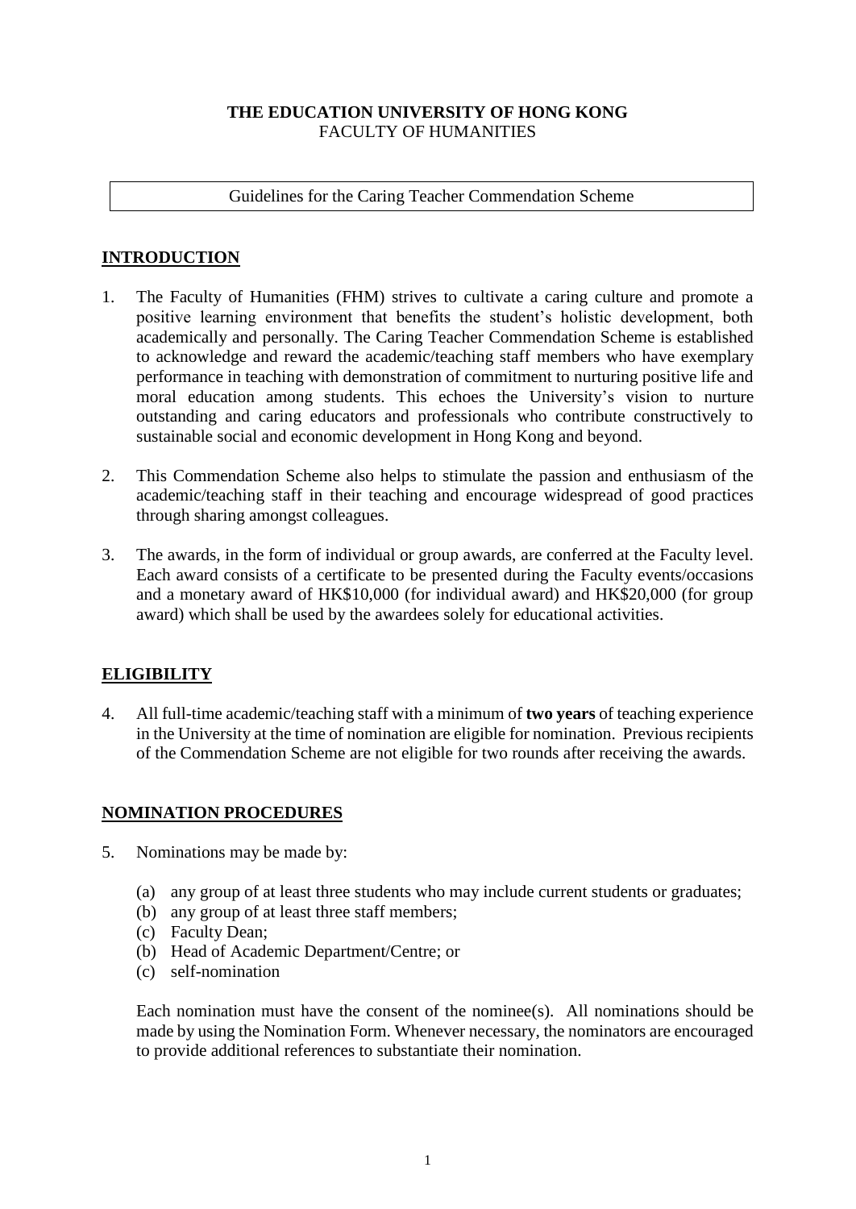**THE EDUCATION UNIVERSITY OF HONG KONG**
FACULTY OF HUMANITIES

Guidelines for the Caring Teacher Commendation Scheme

## INTRODUCTION

1. The Faculty of Humanities (FHM) strives to cultivate a caring culture and promote a positive learning environment that benefits the student's holistic development, both academically and personally. The Caring Teacher Commendation Scheme is established to acknowledge and reward the academic/teaching staff members who have exemplary performance in teaching with demonstration of commitment to nurturing positive life and moral education among students. This echoes the University's vision to nurture outstanding and caring educators and professionals who contribute constructively to sustainable social and economic development in Hong Kong and beyond.

2. This Commendation Scheme also helps to stimulate the passion and enthusiasm of the academic/teaching staff in their teaching and encourage widespread of good practices through sharing amongst colleagues.

3. The awards, in the form of individual or group awards, are conferred at the Faculty level. Each award consists of a certificate to be presented during the Faculty events/occasions and a monetary award of HK$10,000 (for individual award) and HK$20,000 (for group award) which shall be used by the awardees solely for educational activities.

## ELIGIBILITY

4. All full-time academic/teaching staff with a minimum of **two years** of teaching experience in the University at the time of nomination are eligible for nomination. Previous recipients of the Commendation Scheme are not eligible for two rounds after receiving the awards.

## NOMINATION PROCEDURES

5. Nominations may be made by:

   (a) any group of at least three students who may include current students or graduates;
   (b) any group of at least three staff members;
   (c) Faculty Dean;
   (b) Head of Academic Department/Centre; or
   (c) self-nomination

   Each nomination must have the consent of the nominee(s). All nominations should be made by using the Nomination Form. Whenever necessary, the nominators are encouraged to provide additional references to substantiate their nomination.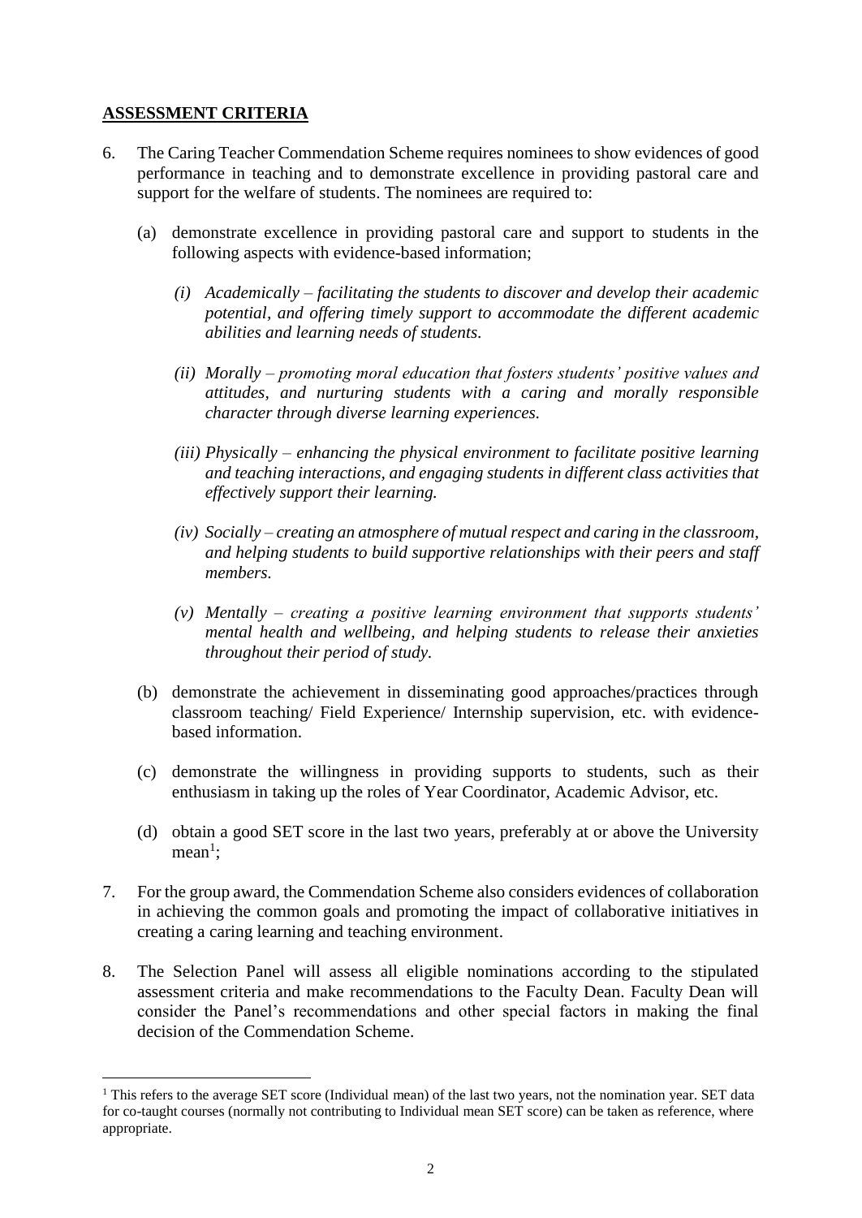## ASSESSMENT CRITERIA

6. The Caring Teacher Commendation Scheme requires nominees to show evidences of good performance in teaching and to demonstrate excellence in providing pastoral care and support for the welfare of students. The nominees are required to:

   (a) demonstrate excellence in providing pastoral care and support to students in the following aspects with evidence-based information;

      *(i) Academically – facilitating the students to discover and develop their academic potential, and offering timely support to accommodate the different academic abilities and learning needs of students.*

      *(ii) Morally – promoting moral education that fosters students' positive values and attitudes, and nurturing students with a caring and morally responsible character through diverse learning experiences.*

      *(iii) Physically – enhancing the physical environment to facilitate positive learning and teaching interactions, and engaging students in different class activities that effectively support their learning.*

      *(iv) Socially – creating an atmosphere of mutual respect and caring in the classroom, and helping students to build supportive relationships with their peers and staff members.*

      *(v) Mentally – creating a positive learning environment that supports students' mental health and wellbeing, and helping students to release their anxieties throughout their period of study.*

   (b) demonstrate the achievement in disseminating good approaches/practices through classroom teaching/ Field Experience/ Internship supervision, etc. with evidence-based information.

   (c) demonstrate the willingness in providing supports to students, such as their enthusiasm in taking up the roles of Year Coordinator, Academic Advisor, etc.

   (d) obtain a good SET score in the last two years, preferably at or above the University mean[1];

7. For the group award, the Commendation Scheme also considers evidences of collaboration in achieving the common goals and promoting the impact of collaborative initiatives in creating a caring learning and teaching environment.

8. The Selection Panel will assess all eligible nominations according to the stipulated assessment criteria and make recommendations to the Faculty Dean. Faculty Dean will consider the Panel's recommendations and other special factors in making the final decision of the Commendation Scheme.

---

[1] This refers to the average SET score (Individual mean) of the last two years, not the nomination year. SET data for co-taught courses (normally not contributing to Individual mean SET score) can be taken as reference, where appropriate.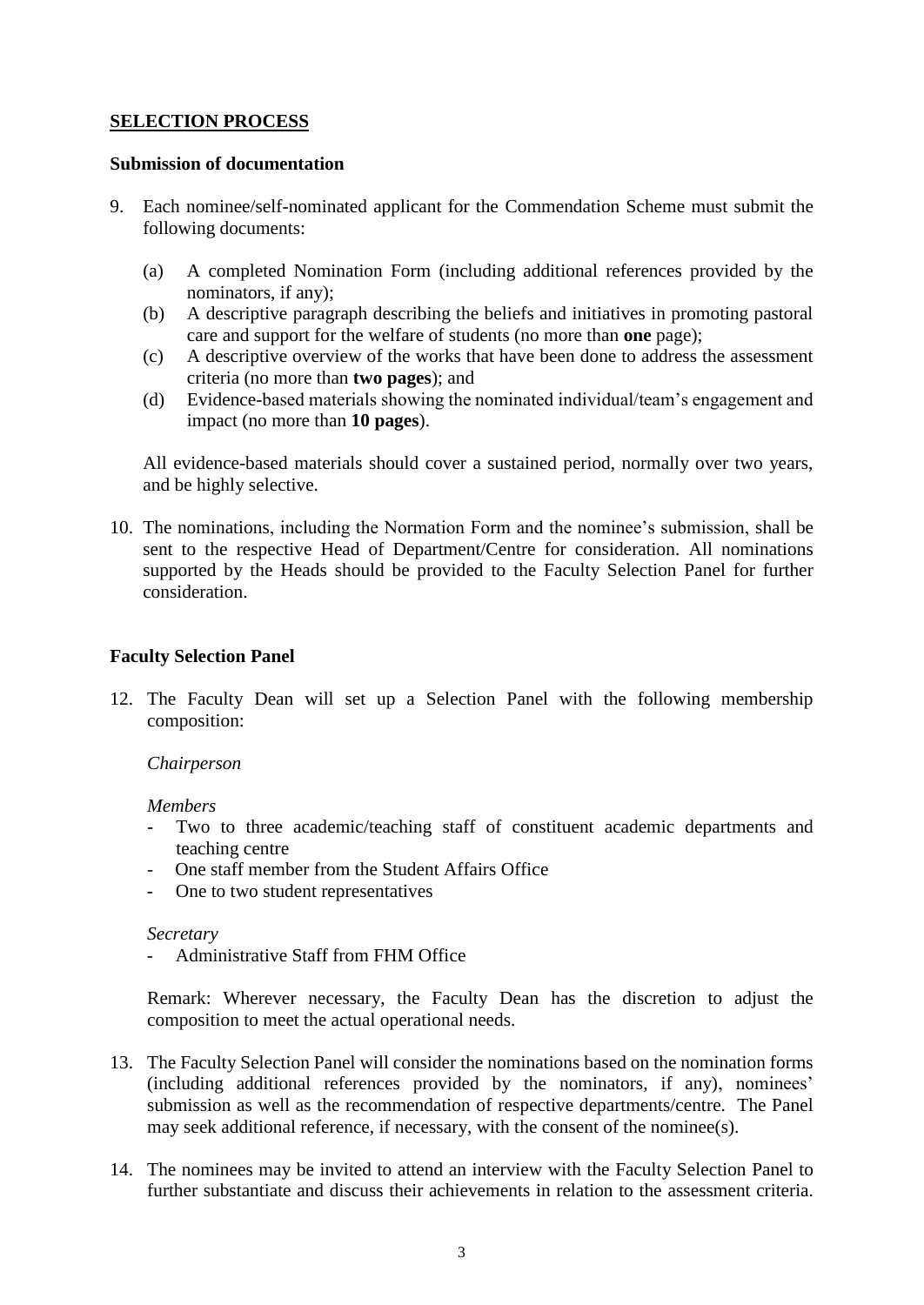## SELECTION PROCESS

### Submission of documentation

9. Each nominee/self-nominated applicant for the Commendation Scheme must submit the following documents:

   (a) A completed Nomination Form (including additional references provided by the nominators, if any);
   (b) A descriptive paragraph describing the beliefs and initiatives in promoting pastoral care and support for the welfare of students (no more than **one** page);
   (c) A descriptive overview of the works that have been done to address the assessment criteria (no more than **two pages**); and
   (d) Evidence-based materials showing the nominated individual/team's engagement and impact (no more than **10 pages**).

   All evidence-based materials should cover a sustained period, normally over two years, and be highly selective.

10. The nominations, including the Normation Form and the nominee's submission, shall be sent to the respective Head of Department/Centre for consideration. All nominations supported by the Heads should be provided to the Faculty Selection Panel for further consideration.

### Faculty Selection Panel

12. The Faculty Dean will set up a Selection Panel with the following membership composition:

    *Chairperson*

    *Members*
    - Two to three academic/teaching staff of constituent academic departments and teaching centre
    - One staff member from the Student Affairs Office
    - One to two student representatives

    *Secretary*
    - Administrative Staff from FHM Office

    Remark: Wherever necessary, the Faculty Dean has the discretion to adjust the composition to meet the actual operational needs.

13. The Faculty Selection Panel will consider the nominations based on the nomination forms (including additional references provided by the nominators, if any), nominees' submission as well as the recommendation of respective departments/centre. The Panel may seek additional reference, if necessary, with the consent of the nominee(s).

14. The nominees may be invited to attend an interview with the Faculty Selection Panel to further substantiate and discuss their achievements in relation to the assessment criteria.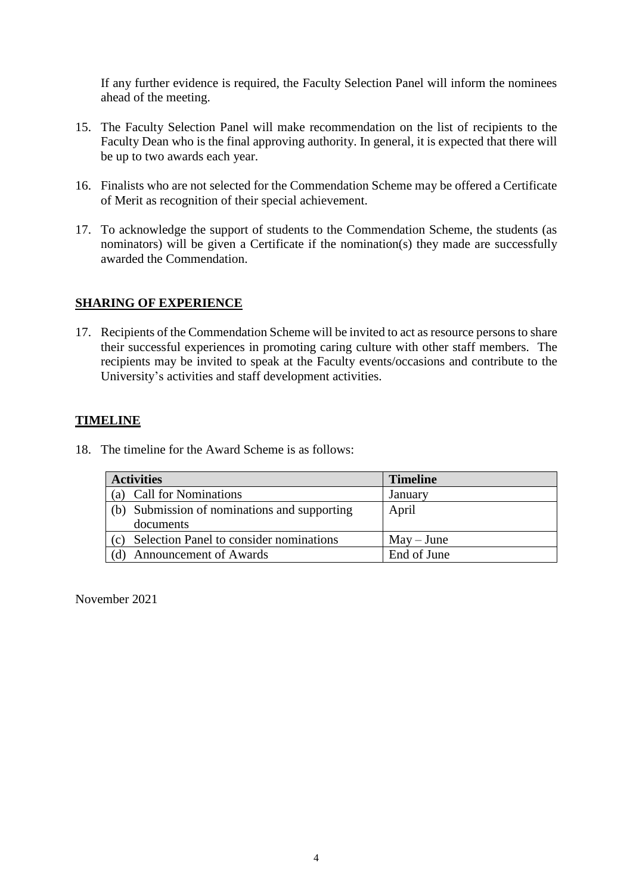If any further evidence is required, the Faculty Selection Panel will inform the nominees ahead of the meeting.

15. The Faculty Selection Panel will make recommendation on the list of recipients to the Faculty Dean who is the final approving authority. In general, it is expected that there will be up to two awards each year.

16. Finalists who are not selected for the Commendation Scheme may be offered a Certificate of Merit as recognition of their special achievement.

17. To acknowledge the support of students to the Commendation Scheme, the students (as nominators) will be given a Certificate if the nomination(s) they made are successfully awarded the Commendation.

## SHARING OF EXPERIENCE

17. Recipients of the Commendation Scheme will be invited to act as resource persons to share their successful experiences in promoting caring culture with other staff members. The recipients may be invited to speak at the Faculty events/occasions and contribute to the University's activities and staff development activities.

## TIMELINE

18. The timeline for the Award Scheme is as follows:

| Activities | Timeline |
|---|---|
| (a) Call for Nominations | January |
| (b) Submission of nominations and supporting documents | April |
| (c) Selection Panel to consider nominations | May – June |
| (d) Announcement of Awards | End of June |

November 2021